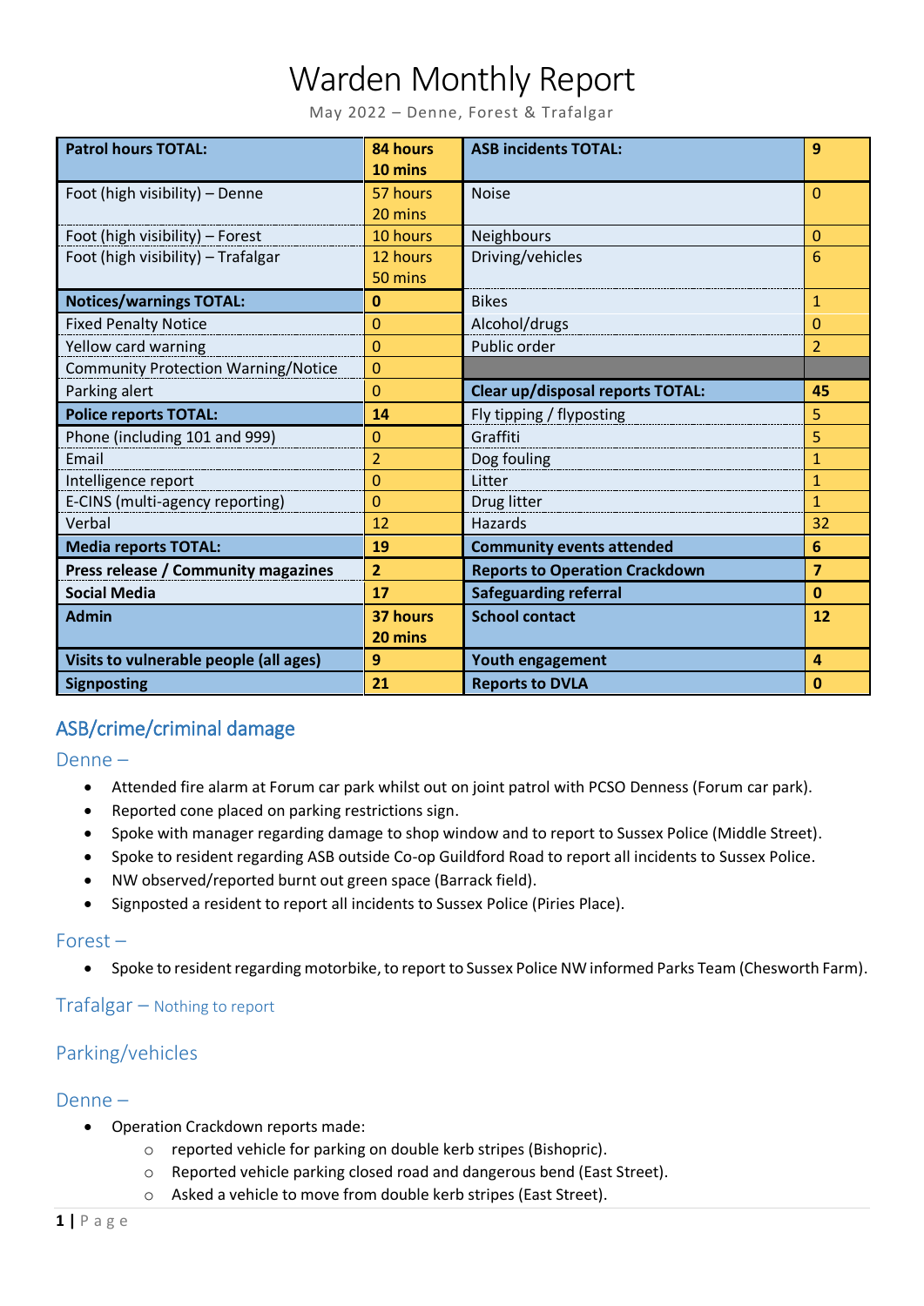# Warden Monthly Report

May 2022 – Denne, Forest & Trafalgar

| **Patrol hours TOTAL:** | **84 hours 10 mins** | **ASB incidents TOTAL:** | **9** |
|---|---|---|---|
| Foot (high visibility) – Denne | 57 hours 20 mins | Noise | 0 |
| Foot (high visibility) – Forest | 10 hours | Neighbours | 0 |
| Foot (high visibility) – Trafalgar | 12 hours 50 mins | Driving/vehicles | 6 |
| **Notices/warnings TOTAL:** | **0** | Bikes | 1 |
| Fixed Penalty Notice | 0 | Alcohol/drugs | 0 |
| Yellow card warning | 0 | Public order | 2 |
| Community Protection Warning/Notice | 0 | | |
| Parking alert | 0 | **Clear up/disposal reports TOTAL:** | **45** |
| **Police reports TOTAL:** | **14** | Fly tipping / flyposting | 5 |
| Phone (including 101 and 999) | 0 | Graffiti | 5 |
| Email | 2 | Dog fouling | 1 |
| Intelligence report | 0 | Litter | 1 |
| E-CINS (multi-agency reporting) | 0 | Drug litter | 1 |
| Verbal | 12 | Hazards | 32 |
| **Media reports TOTAL:** | **19** | **Community events attended** | **6** |
| **Press release / Community magazines** | **2** | **Reports to Operation Crackdown** | **7** |
| **Social Media** | **17** | **Safeguarding referral** | **0** |
| **Admin** | **37 hours 20 mins** | **School contact** | **12** |
| **Visits to vulnerable people (all ages)** | **9** | **Youth engagement** | **4** |
| **Signposting** | **21** | **Reports to DVLA** | **0** |

## ASB/crime/criminal damage

### Denne –

- Attended fire alarm at Forum car park whilst out on joint patrol with PCSO Denness (Forum car park).
- Reported cone placed on parking restrictions sign.
- Spoke with manager regarding damage to shop window and to report to Sussex Police (Middle Street).
- Spoke to resident regarding ASB outside Co-op Guildford Road to report all incidents to Sussex Police.
- NW observed/reported burnt out green space (Barrack field).
- Signposted a resident to report all incidents to Sussex Police (Piries Place).

### Forest –

- Spoke to resident regarding motorbike, to report to Sussex Police NW informed Parks Team (Chesworth Farm).

### Trafalgar – Nothing to report

## Parking/vehicles

### Denne –

- Operation Crackdown reports made:
  - reported vehicle for parking on double kerb stripes (Bishopric).
  - Reported vehicle parking closed road and dangerous bend (East Street).
  - Asked a vehicle to move from double kerb stripes (East Street).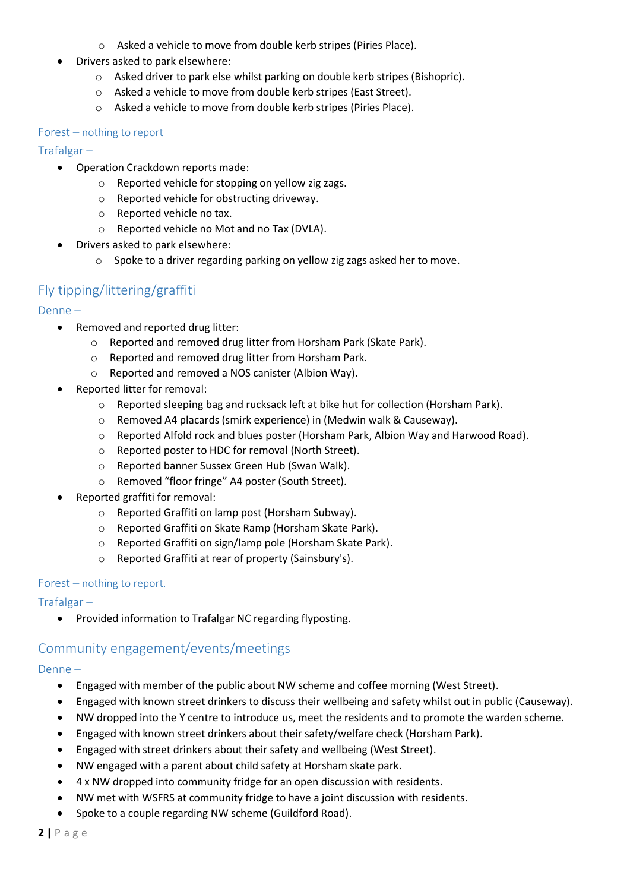- Asked a vehicle to move from double kerb stripes (Piries Place).
- Drivers asked to park elsewhere:
  - Asked driver to park else whilst parking on double kerb stripes (Bishopric).
  - Asked a vehicle to move from double kerb stripes (East Street).
  - Asked a vehicle to move from double kerb stripes (Piries Place).

### Forest – nothing to report

### Trafalgar –

- Operation Crackdown reports made:
  - Reported vehicle for stopping on yellow zig zags.
  - Reported vehicle for obstructing driveway.
  - Reported vehicle no tax.
  - Reported vehicle no Mot and no Tax (DVLA).
- Drivers asked to park elsewhere:
  - Spoke to a driver regarding parking on yellow zig zags asked her to move.

## Fly tipping/littering/graffiti

### Denne –

- Removed and reported drug litter:
  - Reported and removed drug litter from Horsham Park (Skate Park).
  - Reported and removed drug litter from Horsham Park.
  - Reported and removed a NOS canister (Albion Way).
- Reported litter for removal:
  - Reported sleeping bag and rucksack left at bike hut for collection (Horsham Park).
  - Removed A4 placards (smirk experience) in (Medwin walk & Causeway).
  - Reported Alfold rock and blues poster (Horsham Park, Albion Way and Harwood Road).
  - Reported poster to HDC for removal (North Street).
  - Reported banner Sussex Green Hub (Swan Walk).
  - Removed "floor fringe" A4 poster (South Street).
- Reported graffiti for removal:
  - Reported Graffiti on lamp post (Horsham Subway).
  - Reported Graffiti on Skate Ramp (Horsham Skate Park).
  - Reported Graffiti on sign/lamp pole (Horsham Skate Park).
  - Reported Graffiti at rear of property (Sainsbury's).

### Forest – nothing to report.

### Trafalgar –

- Provided information to Trafalgar NC regarding flyposting.

## Community engagement/events/meetings

### Denne –

- Engaged with member of the public about NW scheme and coffee morning (West Street).
- Engaged with known street drinkers to discuss their wellbeing and safety whilst out in public (Causeway).
- NW dropped into the Y centre to introduce us, meet the residents and to promote the warden scheme.
- Engaged with known street drinkers about their safety/welfare check (Horsham Park).
- Engaged with street drinkers about their safety and wellbeing (West Street).
- NW engaged with a parent about child safety at Horsham skate park.
- 4 x NW dropped into community fridge for an open discussion with residents.
- NW met with WSFRS at community fridge to have a joint discussion with residents.
- Spoke to a couple regarding NW scheme (Guildford Road).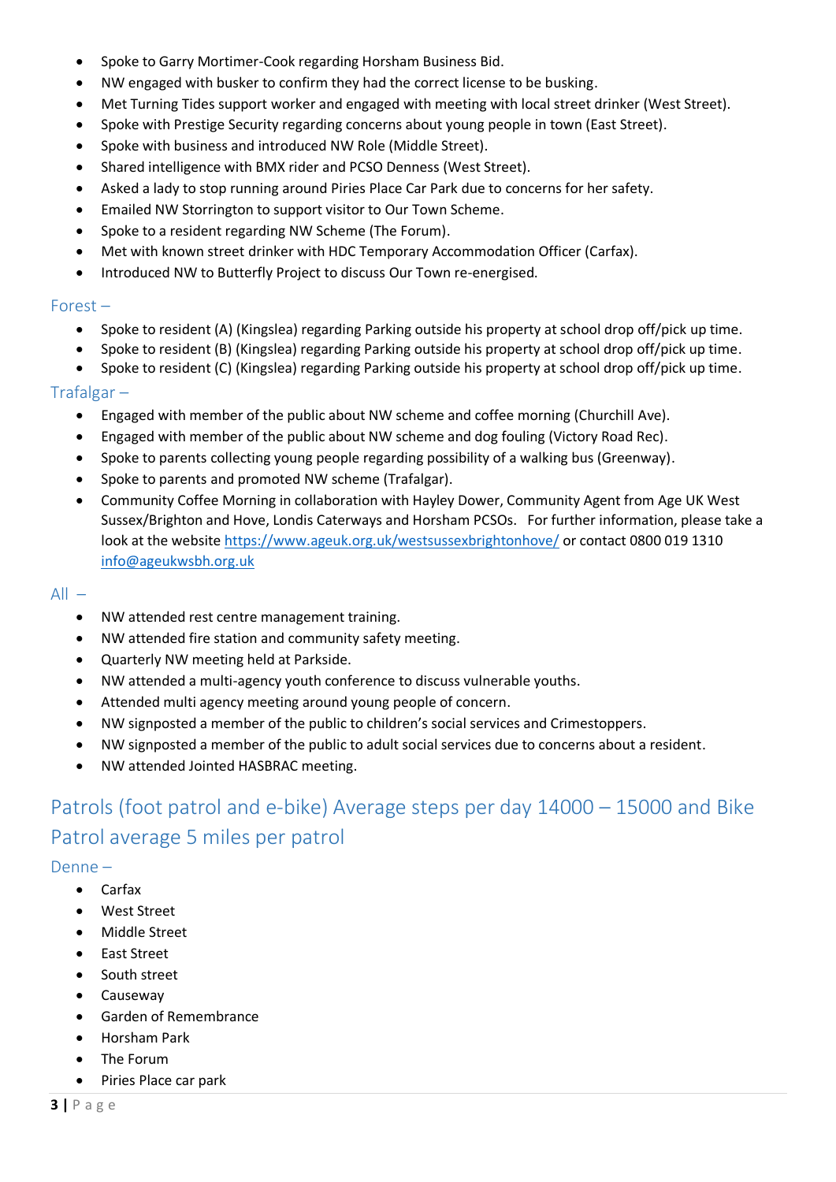- Spoke to Garry Mortimer-Cook regarding Horsham Business Bid.
- NW engaged with busker to confirm they had the correct license to be busking.
- Met Turning Tides support worker and engaged with meeting with local street drinker (West Street).
- Spoke with Prestige Security regarding concerns about young people in town (East Street).
- Spoke with business and introduced NW Role (Middle Street).
- Shared intelligence with BMX rider and PCSO Denness (West Street).
- Asked a lady to stop running around Piries Place Car Park due to concerns for her safety.
- Emailed NW Storrington to support visitor to Our Town Scheme.
- Spoke to a resident regarding NW Scheme (The Forum).
- Met with known street drinker with HDC Temporary Accommodation Officer (Carfax).
- Introduced NW to Butterfly Project to discuss Our Town re-energised.

### Forest –

- Spoke to resident (A) (Kingslea) regarding Parking outside his property at school drop off/pick up time.
- Spoke to resident (B) (Kingslea) regarding Parking outside his property at school drop off/pick up time.
- Spoke to resident (C) (Kingslea) regarding Parking outside his property at school drop off/pick up time.

### Trafalgar –

- Engaged with member of the public about NW scheme and coffee morning (Churchill Ave).
- Engaged with member of the public about NW scheme and dog fouling (Victory Road Rec).
- Spoke to parents collecting young people regarding possibility of a walking bus (Greenway).
- Spoke to parents and promoted NW scheme (Trafalgar).
- Community Coffee Morning in collaboration with Hayley Dower, Community Agent from Age UK West Sussex/Brighton and Hove, Londis Caterways and Horsham PCSOs. For further information, please take a look at the website https://www.ageuk.org.uk/westsussexbrightonhove/ or contact 0800 019 1310 info@ageukwsbh.org.uk

### All –

- NW attended rest centre management training.
- NW attended fire station and community safety meeting.
- Quarterly NW meeting held at Parkside.
- NW attended a multi-agency youth conference to discuss vulnerable youths.
- Attended multi agency meeting around young people of concern.
- NW signposted a member of the public to children's social services and Crimestoppers.
- NW signposted a member of the public to adult social services due to concerns about a resident.
- NW attended Jointed HASBRAC meeting.

## Patrols (foot patrol and e-bike) Average steps per day 14000 – 15000 and Bike Patrol average 5 miles per patrol

### Denne –

- Carfax
- West Street
- Middle Street
- East Street
- South street
- Causeway
- Garden of Remembrance
- Horsham Park
- The Forum
- Piries Place car park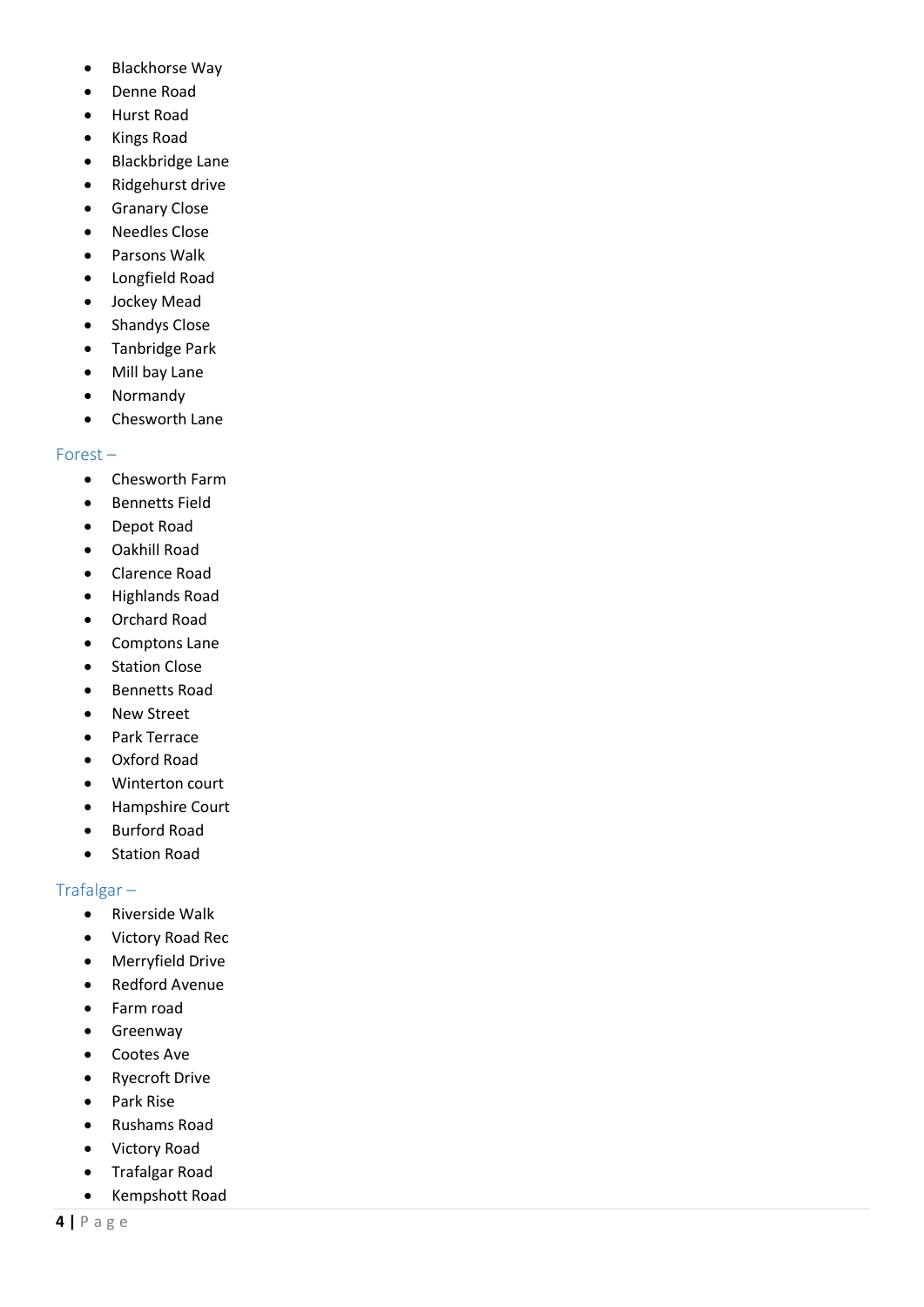- Blackhorse Way
- Denne Road
- Hurst Road
- Kings Road
- Blackbridge Lane
- Ridgehurst drive
- Granary Close
- Needles Close
- Parsons Walk
- Longfield Road
- Jockey Mead
- Shandys Close
- Tanbridge Park
- Mill bay Lane
- Normandy
- Chesworth Lane

## Forest –

- Chesworth Farm
- Bennetts Field
- Depot Road
- Oakhill Road
- Clarence Road
- Highlands Road
- Orchard Road
- Comptons Lane
- Station Close
- Bennetts Road
- New Street
- Park Terrace
- Oxford Road
- Winterton court
- Hampshire Court
- Burford Road
- Station Road

## Trafalgar –

- Riverside Walk
- Victory Road Rec
- Merryfield Drive
- Redford Avenue
- Farm road
- Greenway
- Cootes Ave
- Ryecroft Drive
- Park Rise
- Rushams Road
- Victory Road
- Trafalgar Road
- Kempshott Road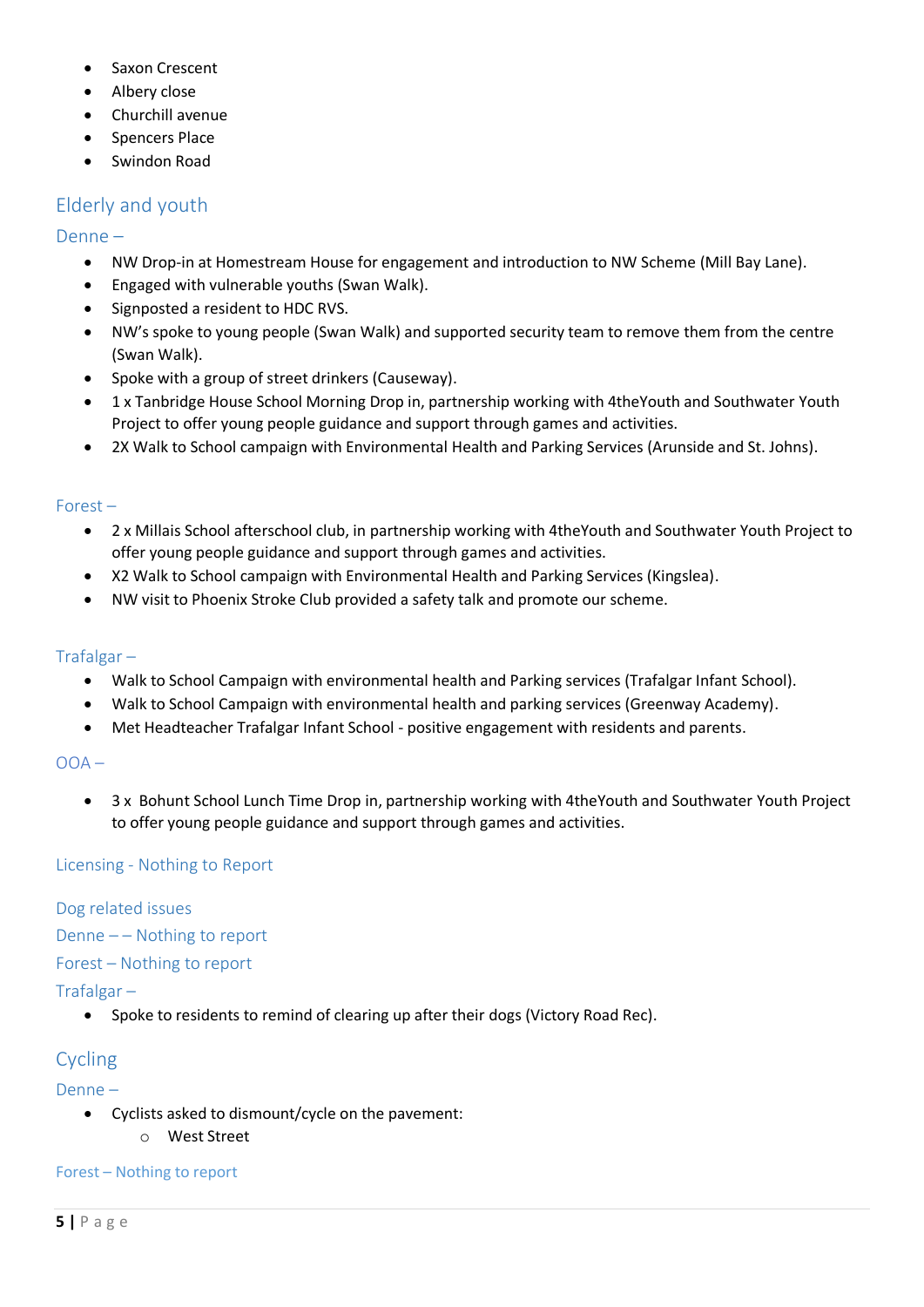- Saxon Crescent
- Albery close
- Churchill avenue
- Spencers Place
- Swindon Road

## Elderly and youth

### Denne –

- NW Drop-in at Homestream House for engagement and introduction to NW Scheme (Mill Bay Lane).
- Engaged with vulnerable youths (Swan Walk).
- Signposted a resident to HDC RVS.
- NW's spoke to young people (Swan Walk) and supported security team to remove them from the centre (Swan Walk).
- Spoke with a group of street drinkers (Causeway).
- 1 x Tanbridge House School Morning Drop in, partnership working with 4theYouth and Southwater Youth Project to offer young people guidance and support through games and activities.
- 2X Walk to School campaign with Environmental Health and Parking Services (Arunside and St. Johns).

### Forest –

- 2 x Millais School afterschool club, in partnership working with 4theYouth and Southwater Youth Project to offer young people guidance and support through games and activities.
- X2 Walk to School campaign with Environmental Health and Parking Services (Kingslea).
- NW visit to Phoenix Stroke Club provided a safety talk and promote our scheme.

### Trafalgar –

- Walk to School Campaign with environmental health and Parking services (Trafalgar Infant School).
- Walk to School Campaign with environmental health and parking services (Greenway Academy).
- Met Headteacher Trafalgar Infant School - positive engagement with residents and parents.

### OOA –

- 3 x Bohunt School Lunch Time Drop in, partnership working with 4theYouth and Southwater Youth Project to offer young people guidance and support through games and activities.

### Licensing - Nothing to Report

### Dog related issues

### Denne – – Nothing to report

### Forest – Nothing to report

### Trafalgar –

- Spoke to residents to remind of clearing up after their dogs (Victory Road Rec).

## Cycling

### Denne –

- Cyclists asked to dismount/cycle on the pavement:
  - West Street

### Forest – Nothing to report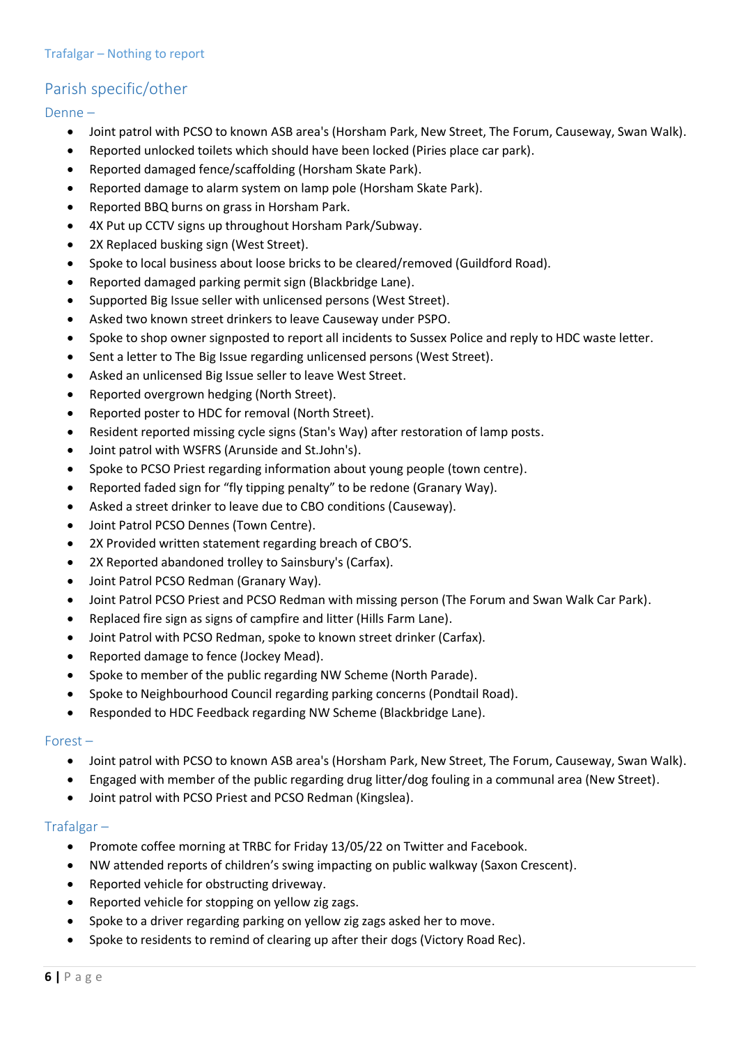### Trafalgar – Nothing to report

## Parish specific/other

### Denne –

- Joint patrol with PCSO to known ASB area's (Horsham Park, New Street, The Forum, Causeway, Swan Walk).
- Reported unlocked toilets which should have been locked (Piries place car park).
- Reported damaged fence/scaffolding (Horsham Skate Park).
- Reported damage to alarm system on lamp pole (Horsham Skate Park).
- Reported BBQ burns on grass in Horsham Park.
- 4X Put up CCTV signs up throughout Horsham Park/Subway.
- 2X Replaced busking sign (West Street).
- Spoke to local business about loose bricks to be cleared/removed (Guildford Road).
- Reported damaged parking permit sign (Blackbridge Lane).
- Supported Big Issue seller with unlicensed persons (West Street).
- Asked two known street drinkers to leave Causeway under PSPO.
- Spoke to shop owner signposted to report all incidents to Sussex Police and reply to HDC waste letter.
- Sent a letter to The Big Issue regarding unlicensed persons (West Street).
- Asked an unlicensed Big Issue seller to leave West Street.
- Reported overgrown hedging (North Street).
- Reported poster to HDC for removal (North Street).
- Resident reported missing cycle signs (Stan's Way) after restoration of lamp posts.
- Joint patrol with WSFRS (Arunside and St.John's).
- Spoke to PCSO Priest regarding information about young people (town centre).
- Reported faded sign for "fly tipping penalty" to be redone (Granary Way).
- Asked a street drinker to leave due to CBO conditions (Causeway).
- Joint Patrol PCSO Dennes (Town Centre).
- 2X Provided written statement regarding breach of CBO'S.
- 2X Reported abandoned trolley to Sainsbury's (Carfax).
- Joint Patrol PCSO Redman (Granary Way).
- Joint Patrol PCSO Priest and PCSO Redman with missing person (The Forum and Swan Walk Car Park).
- Replaced fire sign as signs of campfire and litter (Hills Farm Lane).
- Joint Patrol with PCSO Redman, spoke to known street drinker (Carfax).
- Reported damage to fence (Jockey Mead).
- Spoke to member of the public regarding NW Scheme (North Parade).
- Spoke to Neighbourhood Council regarding parking concerns (Pondtail Road).
- Responded to HDC Feedback regarding NW Scheme (Blackbridge Lane).

### Forest –

- Joint patrol with PCSO to known ASB area's (Horsham Park, New Street, The Forum, Causeway, Swan Walk).
- Engaged with member of the public regarding drug litter/dog fouling in a communal area (New Street).
- Joint patrol with PCSO Priest and PCSO Redman (Kingslea).

### Trafalgar –

- Promote coffee morning at TRBC for Friday 13/05/22 on Twitter and Facebook.
- NW attended reports of children's swing impacting on public walkway (Saxon Crescent).
- Reported vehicle for obstructing driveway.
- Reported vehicle for stopping on yellow zig zags.
- Spoke to a driver regarding parking on yellow zig zags asked her to move.
- Spoke to residents to remind of clearing up after their dogs (Victory Road Rec).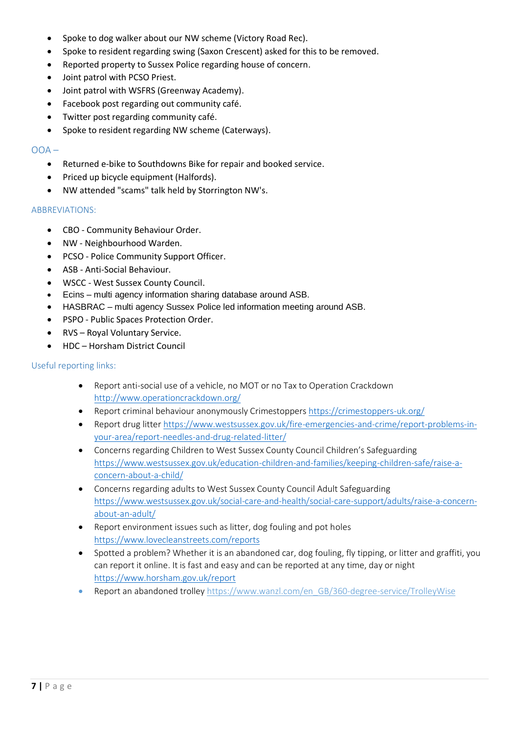- Spoke to dog walker about our NW scheme (Victory Road Rec).
- Spoke to resident regarding swing (Saxon Crescent) asked for this to be removed.
- Reported property to Sussex Police regarding house of concern.
- Joint patrol with PCSO Priest.
- Joint patrol with WSFRS (Greenway Academy).
- Facebook post regarding out community café.
- Twitter post regarding community café.
- Spoke to resident regarding NW scheme (Caterways).

OOA –

- Returned e-bike to Southdowns Bike for repair and booked service.
- Priced up bicycle equipment (Halfords).
- NW attended "scams" talk held by Storrington NW's.

ABBREVIATIONS:

- CBO - Community Behaviour Order.
- NW - Neighbourhood Warden.
- PCSO - Police Community Support Officer.
- ASB - Anti-Social Behaviour.
- WSCC - West Sussex County Council.
- Ecins – multi agency information sharing database around ASB.
- HASBRAC – multi agency Sussex Police led information meeting around ASB.
- PSPO - Public Spaces Protection Order.
- RVS – Royal Voluntary Service.
- HDC – Horsham District Council

Useful reporting links:

- Report anti-social use of a vehicle, no MOT or no Tax to Operation Crackdown http://www.operationcrackdown.org/
- Report criminal behaviour anonymously Crimestoppers https://crimestoppers-uk.org/
- Report drug litter https://www.westsussex.gov.uk/fire-emergencies-and-crime/report-problems-in-your-area/report-needles-and-drug-related-litter/
- Concerns regarding Children to West Sussex County Council Children's Safeguarding https://www.westsussex.gov.uk/education-children-and-families/keeping-children-safe/raise-a-concern-about-a-child/
- Concerns regarding adults to West Sussex County Council Adult Safeguarding https://www.westsussex.gov.uk/social-care-and-health/social-care-support/adults/raise-a-concern-about-an-adult/
- Report environment issues such as litter, dog fouling and pot holes https://www.lovecleanstreets.com/reports
- Spotted a problem? Whether it is an abandoned car, dog fouling, fly tipping, or litter and graffiti, you can report it online. It is fast and easy and can be reported at any time, day or night https://www.horsham.gov.uk/report
- Report an abandoned trolley https://www.wanzl.com/en_GB/360-degree-service/TrolleyWise